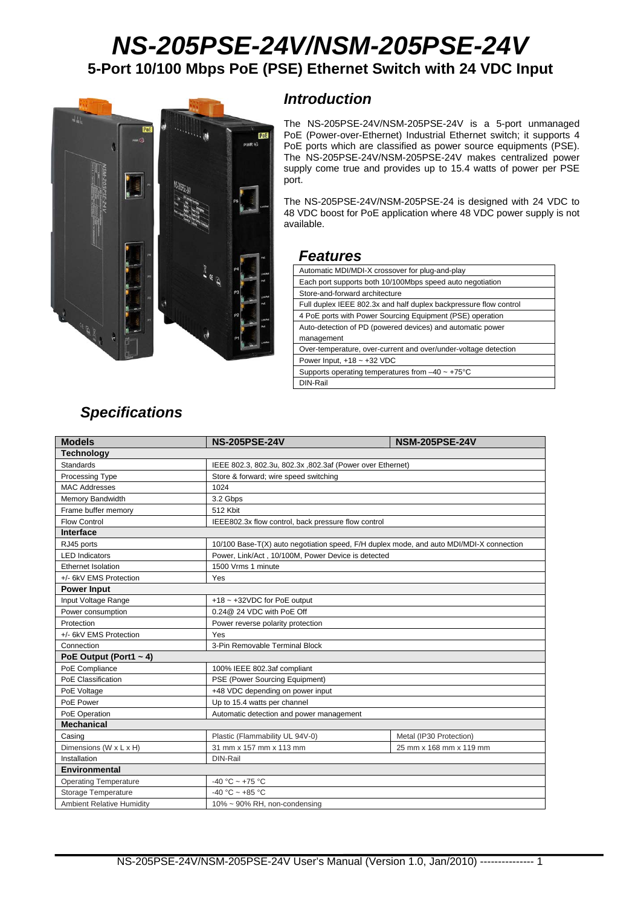# NS-205PSE-24V/NSM-205PSE-24V

## 5-Port 10/100 Mbps PoE (PSE) Ethernet Switch with 24 VDC Input

## Introduction

The NS-205PSE-24V/NSM-205PSE-24V is a 5-port unmanaged PoE (Power-over-Ethernet) Industrial Ethernet switch; it supports 4 PoE ports which are classified as power source equipments (PSE). The NS-205PSE-24V/NSM-205PSE-24V makes centralized power supply come true and provides up to 15.4 watts of power per PSE port.

The NS-205PSE-24V/NSM-205PSE-24 is designed with 24 VDC to 48 VDC boost for PoE application where 48 VDC power supply is not available.

## Features

| Features |
|---|
| Automatic MDI/MDI-X crossover for plug-and-play |
| Each port supports both 10/100Mbps speed auto negotiation |
| Store-and-forward architecture |
| Full duplex IEEE 802.3x and half duplex backpressure flow control |
| 4 PoE ports with Power Sourcing Equipment (PSE) operation |
| Auto-detection of PD (powered devices) and automatic power management |
| Over-temperature, over-current and over/under-voltage detection |
| Power Input, +18 ~ +32 VDC |
| Supports operating temperatures from –40 ~ +75°C |
| DIN-Rail |

## Specifications

| **Models** | **NS-205PSE-24V** | **NSM-205PSE-24V** |
|---|---|---|
| **Technology** | | |
| Standards | IEEE 802.3, 802.3u, 802.3x ,802.3af (Power over Ethernet) | |
| Processing Type | Store & forward; wire speed switching | |
| MAC Addresses | 1024 | |
| Memory Bandwidth | 3.2 Gbps | |
| Frame buffer memory | 512 Kbit | |
| Flow Control | IEEE802.3x flow control, back pressure flow control | |
| **Interface** | | |
| RJ45 ports | 10/100 Base-T(X) auto negotiation speed, F/H duplex mode, and auto MDI/MDI-X connection | |
| LED Indicators | Power, Link/Act , 10/100M, Power Device is detected | |
| Ethernet Isolation | 1500 Vrms 1 minute | |
| +/- 6kV EMS Protection | Yes | |
| **Power Input** | | |
| Input Voltage Range | +18 ~ +32VDC for PoE output | |
| Power consumption | 0.24@ 24 VDC with PoE Off | |
| Protection | Power reverse polarity protection | |
| +/- 6kV EMS Protection | Yes | |
| Connection | 3-Pin Removable Terminal Block | |
| **PoE Output (Port1 ~ 4)** | | |
| PoE Compliance | 100% IEEE 802.3af compliant | |
| PoE Classification | PSE (Power Sourcing Equipment) | |
| PoE Voltage | +48 VDC depending on power input | |
| PoE Power | Up to 15.4 watts per channel | |
| PoE Operation | Automatic detection and power management | |
| **Mechanical** | | |
| Casing | Plastic (Flammability UL 94V-0) | Metal (IP30 Protection) |
| Dimensions (W x L x H) | 31 mm x 157 mm x 113 mm | 25 mm x 168 mm x 119 mm |
| Installation | DIN-Rail | |
| **Environmental** | | |
| Operating Temperature | -40 °C ~ +75 °C | |
| Storage Temperature | -40 °C ~ +85 °C | |
| Ambient Relative Humidity | 10% ~ 90% RH, non-condensing | |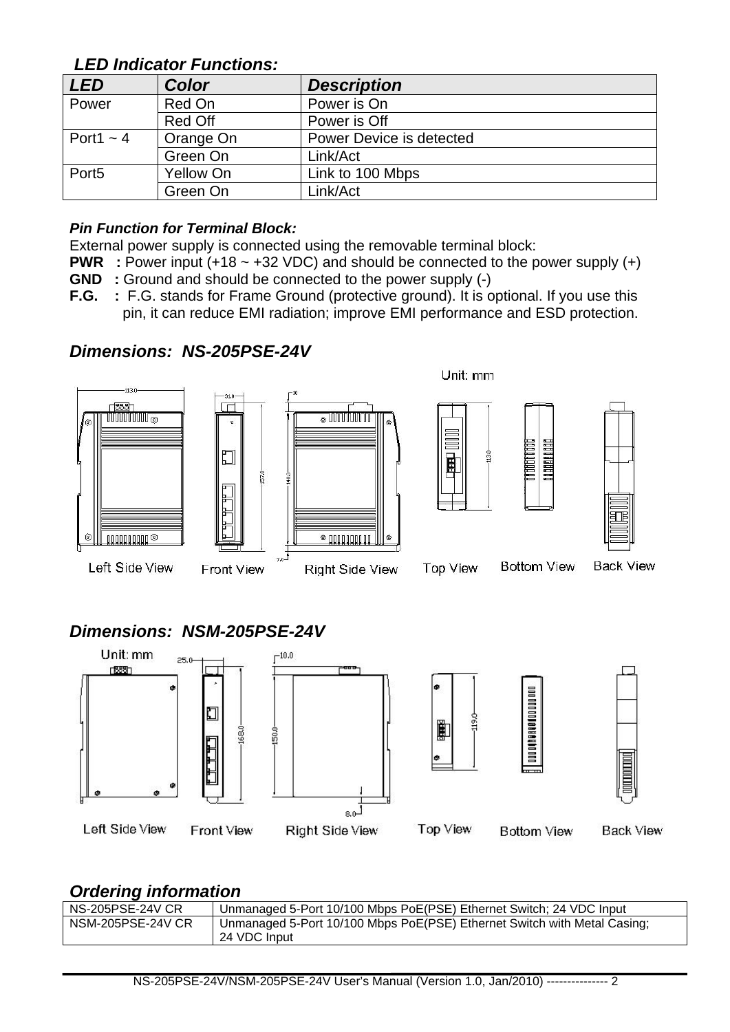### *LED Indicator Functions:*

| ***LED*** | ***Color*** | ***Description*** |
|---|---|---|
| Power | Red On | Power is On |
| | Red Off | Power is Off |
| Port1 ~ 4 | Orange On | Power Device is detected |
| | Green On | Link/Act |
| Port5 | Yellow On | Link to 100 Mbps |
| | Green On | Link/Act |

***Pin Function for Terminal Block:***

External power supply is connected using the removable terminal block:

**PWR :** Power input (+18 ~ +32 VDC) and should be connected to the power supply (+)

**GND :** Ground and should be connected to the power supply (-)

**F.G. :** F.G. stands for Frame Ground (protective ground). It is optional. If you use this pin, it can reduce EMI radiation; improve EMI performance and ESD protection.

### *Dimensions: NS-205PSE-24V*

Unit: mm

113.0
31.0
10
157.0
140.0
7.0
113.0

Left Side View
Front View
Right Side View
Top View
Bottom View
Back View

### *Dimensions: NSM-205PSE-24V*

Unit: mm

25.0
10.0
168.0
150.0
8.0
119.0

Left Side View
Front View
Right Side View
Top View
Bottom View
Back View

### *Ordering information*

| | |
|---|---|
| NS-205PSE-24V CR | Unmanaged 5-Port 10/100 Mbps PoE(PSE) Ethernet Switch; 24 VDC Input |
| NSM-205PSE-24V CR | Unmanaged 5-Port 10/100 Mbps PoE(PSE) Ethernet Switch with Metal Casing; 24 VDC Input |